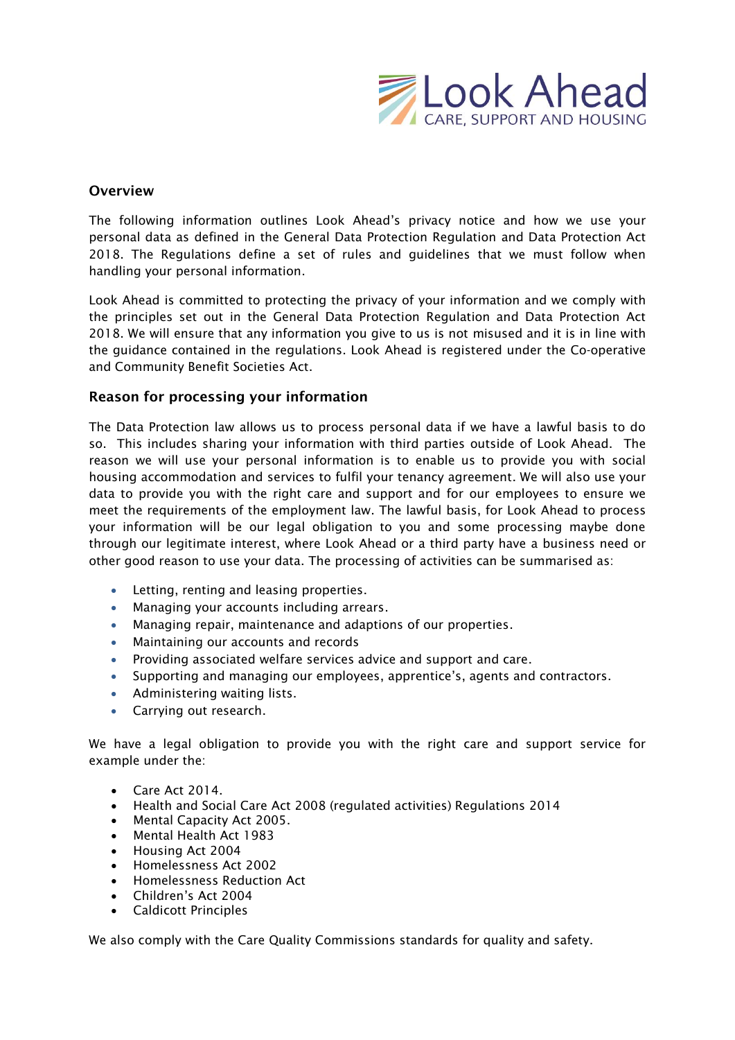Look Ahead
CARE, SUPPORT AND HOUSING

## Overview

The following information outlines Look Ahead's privacy notice and how we use your personal data as defined in the General Data Protection Regulation and Data Protection Act 2018. The Regulations define a set of rules and guidelines that we must follow when handling your personal information.

Look Ahead is committed to protecting the privacy of your information and we comply with the principles set out in the General Data Protection Regulation and Data Protection Act 2018. We will ensure that any information you give to us is not misused and it is in line with the guidance contained in the regulations. Look Ahead is registered under the Co-operative and Community Benefit Societies Act.

## Reason for processing your information

The Data Protection law allows us to process personal data if we have a lawful basis to do so. This includes sharing your information with third parties outside of Look Ahead. The reason we will use your personal information is to enable us to provide you with social housing accommodation and services to fulfil your tenancy agreement. We will also use your data to provide you with the right care and support and for our employees to ensure we meet the requirements of the employment law. The lawful basis, for Look Ahead to process your information will be our legal obligation to you and some processing maybe done through our legitimate interest, where Look Ahead or a third party have a business need or other good reason to use your data. The processing of activities can be summarised as:

- Letting, renting and leasing properties.
- Managing your accounts including arrears.
- Managing repair, maintenance and adaptions of our properties.
- Maintaining our accounts and records
- Providing associated welfare services advice and support and care.
- Supporting and managing our employees, apprentice's, agents and contractors.
- Administering waiting lists.
- Carrying out research.

We have a legal obligation to provide you with the right care and support service for example under the:

- Care Act 2014.
- Health and Social Care Act 2008 (regulated activities) Regulations 2014
- Mental Capacity Act 2005.
- Mental Health Act 1983
- Housing Act 2004
- Homelessness Act 2002
- Homelessness Reduction Act
- Children's Act 2004
- Caldicott Principles

We also comply with the Care Quality Commissions standards for quality and safety.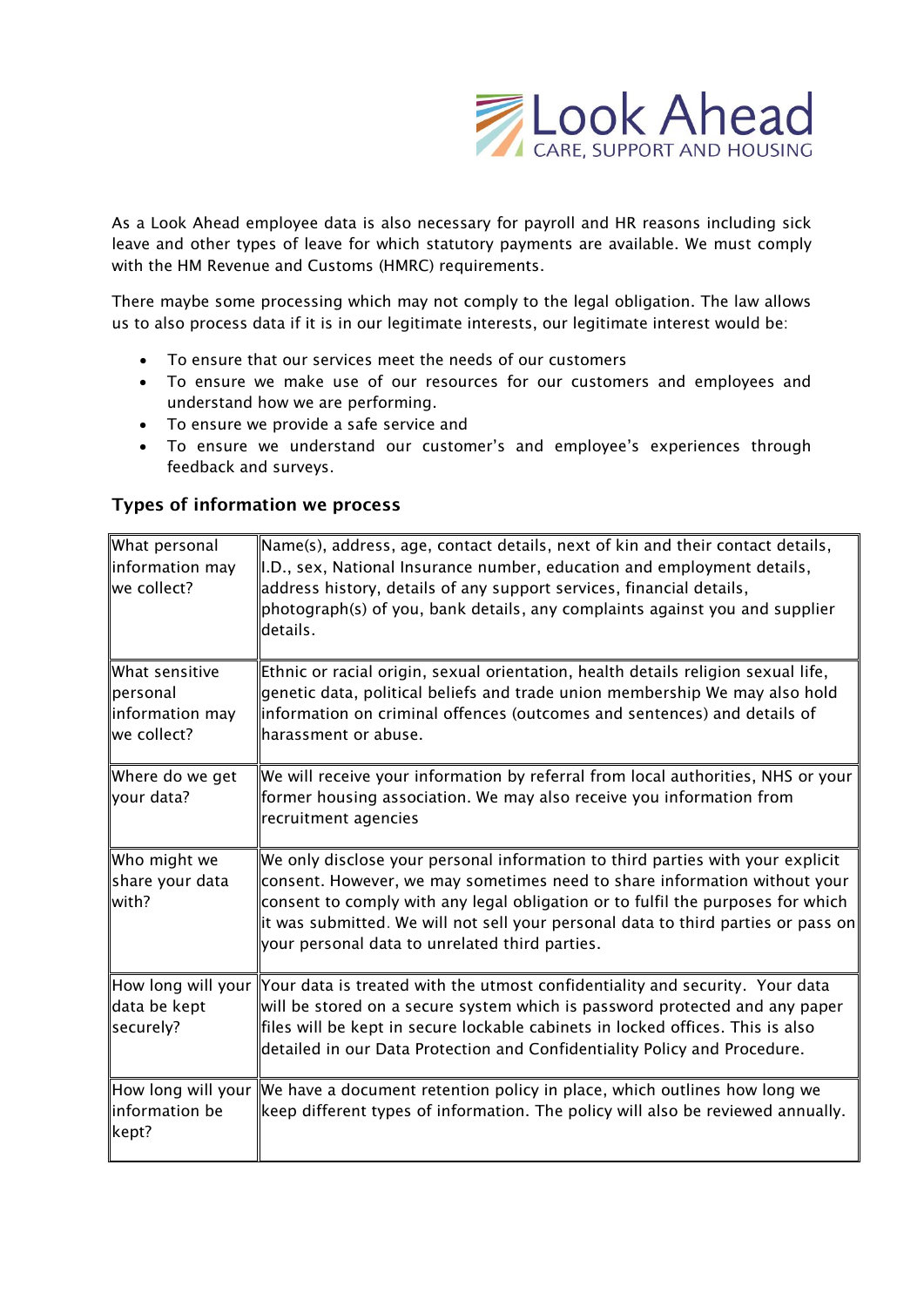As a Look Ahead employee data is also necessary for payroll and HR reasons including sick leave and other types of leave for which statutory payments are available. We must comply with the HM Revenue and Customs (HMRC) requirements.

There maybe some processing which may not comply to the legal obligation. The law allows us to also process data if it is in our legitimate interests, our legitimate interest would be:

- To ensure that our services meet the needs of our customers
- To ensure we make use of our resources for our customers and employees and understand how we are performing.
- To ensure we provide a safe service and
- To ensure we understand our customer's and employee's experiences through feedback and surveys.

## Types of information we process

| | |
|---|---|
| What personal information may we collect? | Name(s), address, age, contact details, next of kin and their contact details, I.D., sex, National Insurance number, education and employment details, address history, details of any support services, financial details, photograph(s) of you, bank details, any complaints against you and supplier details. |
| What sensitive personal information may we collect? | Ethnic or racial origin, sexual orientation, health details religion sexual life, genetic data, political beliefs and trade union membership We may also hold information on criminal offences (outcomes and sentences) and details of harassment or abuse. |
| Where do we get your data? | We will receive your information by referral from local authorities, NHS or your former housing association. We may also receive you information from recruitment agencies |
| Who might we share your data with? | We only disclose your personal information to third parties with your explicit consent. However, we may sometimes need to share information without your consent to comply with any legal obligation or to fulfil the purposes for which it was submitted. We will not sell your personal data to third parties or pass on your personal data to unrelated third parties. |
| How long will your data be kept securely? | Your data is treated with the utmost confidentiality and security. Your data will be stored on a secure system which is password protected and any paper files will be kept in secure lockable cabinets in locked offices. This is also detailed in our Data Protection and Confidentiality Policy and Procedure. |
| How long will your information be kept? | We have a document retention policy in place, which outlines how long we keep different types of information. The policy will also be reviewed annually. |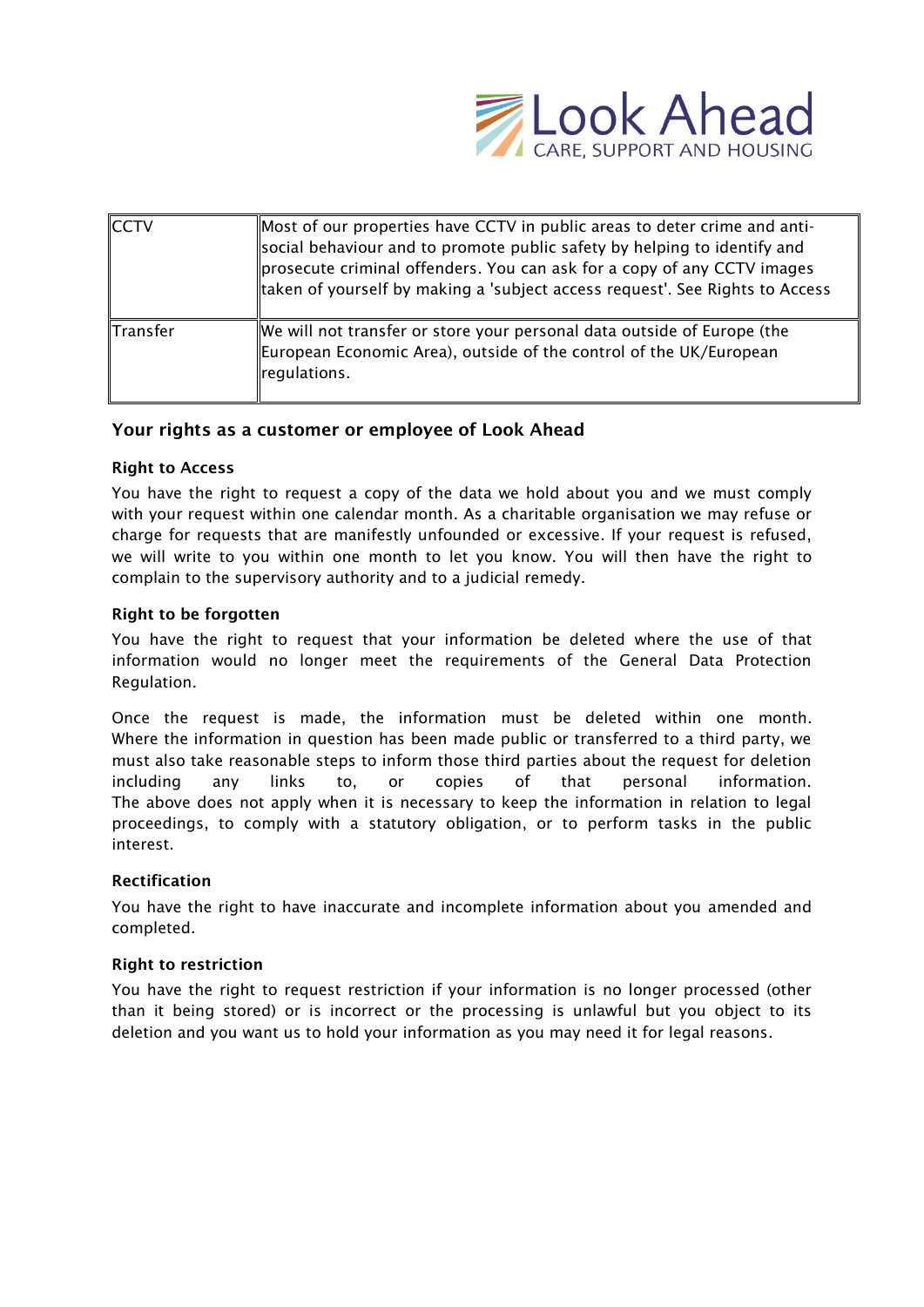| | |
|---|---|
| CCTV | Most of our properties have CCTV in public areas to deter crime and anti-social behaviour and to promote public safety by helping to identify and prosecute criminal offenders. You can ask for a copy of any CCTV images taken of yourself by making a 'subject access request'. See Rights to Access |
| Transfer | We will not transfer or store your personal data outside of Europe (the European Economic Area), outside of the control of the UK/European regulations. |

## Your rights as a customer or employee of Look Ahead

### Right to Access

You have the right to request a copy of the data we hold about you and we must comply with your request within one calendar month. As a charitable organisation we may refuse or charge for requests that are manifestly unfounded or excessive. If your request is refused, we will write to you within one month to let you know. You will then have the right to complain to the supervisory authority and to a judicial remedy.

### Right to be forgotten

You have the right to request that your information be deleted where the use of that information would no longer meet the requirements of the General Data Protection Regulation.

Once the request is made, the information must be deleted within one month. Where the information in question has been made public or transferred to a third party, we must also take reasonable steps to inform those third parties about the request for deletion including any links to, or copies of that personal information. The above does not apply when it is necessary to keep the information in relation to legal proceedings, to comply with a statutory obligation, or to perform tasks in the public interest.

### Rectification

You have the right to have inaccurate and incomplete information about you amended and completed.

### Right to restriction

You have the right to request restriction if your information is no longer processed (other than it being stored) or is incorrect or the processing is unlawful but you object to its deletion and you want us to hold your information as you may need it for legal reasons.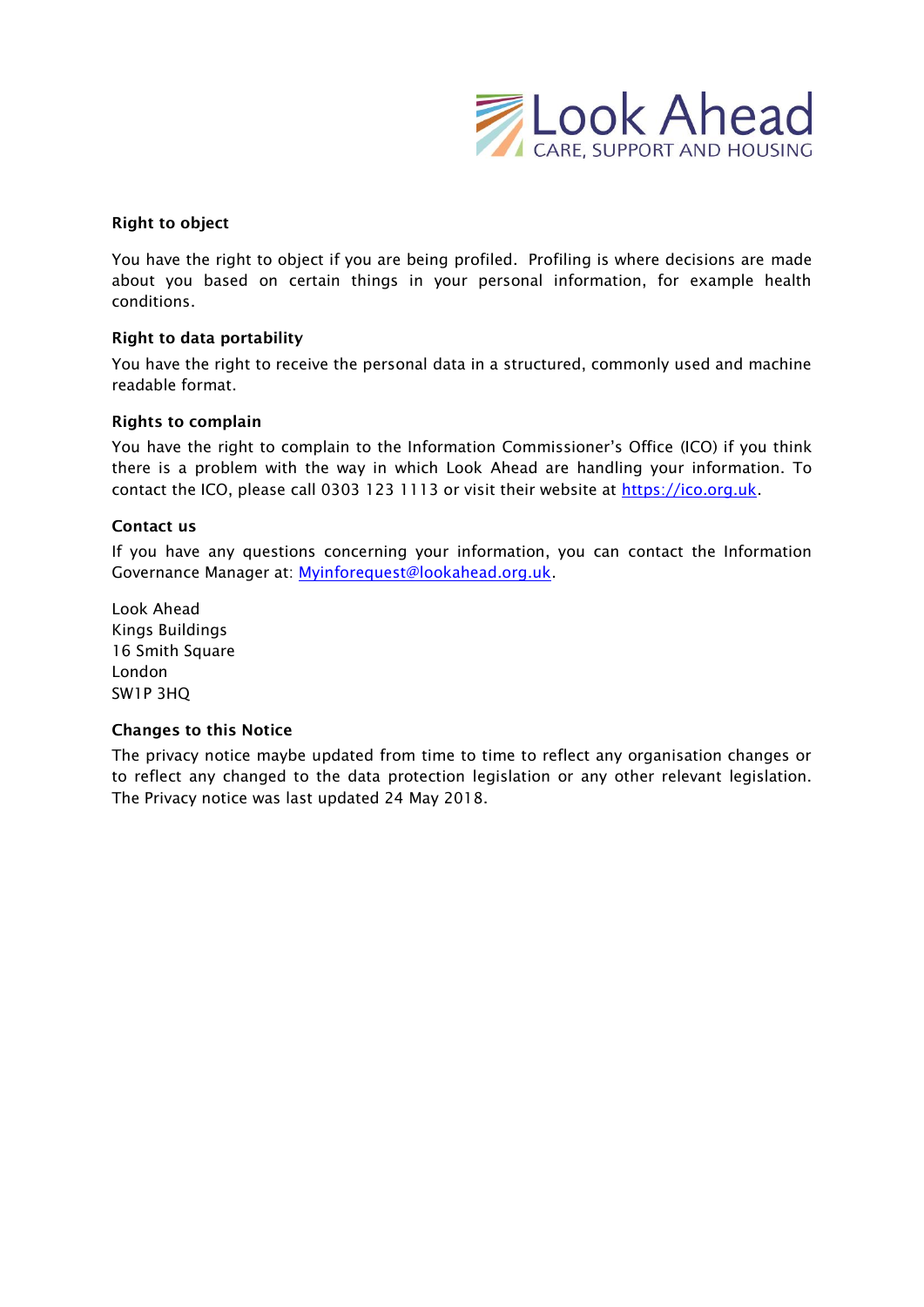### Right to object

You have the right to object if you are being profiled. Profiling is where decisions are made about you based on certain things in your personal information, for example health conditions.

### Right to data portability

You have the right to receive the personal data in a structured, commonly used and machine readable format.

### Rights to complain

You have the right to complain to the Information Commissioner's Office (ICO) if you think there is a problem with the way in which Look Ahead are handling your information. To contact the ICO, please call 0303 123 1113 or visit their website at https://ico.org.uk.

### Contact us

If you have any questions concerning your information, you can contact the Information Governance Manager at: Myinforequest@lookahead.org.uk.

Look Ahead
Kings Buildings
16 Smith Square
London
SW1P 3HQ

### Changes to this Notice

The privacy notice maybe updated from time to time to reflect any organisation changes or to reflect any changed to the data protection legislation or any other relevant legislation. The Privacy notice was last updated 24 May 2018.